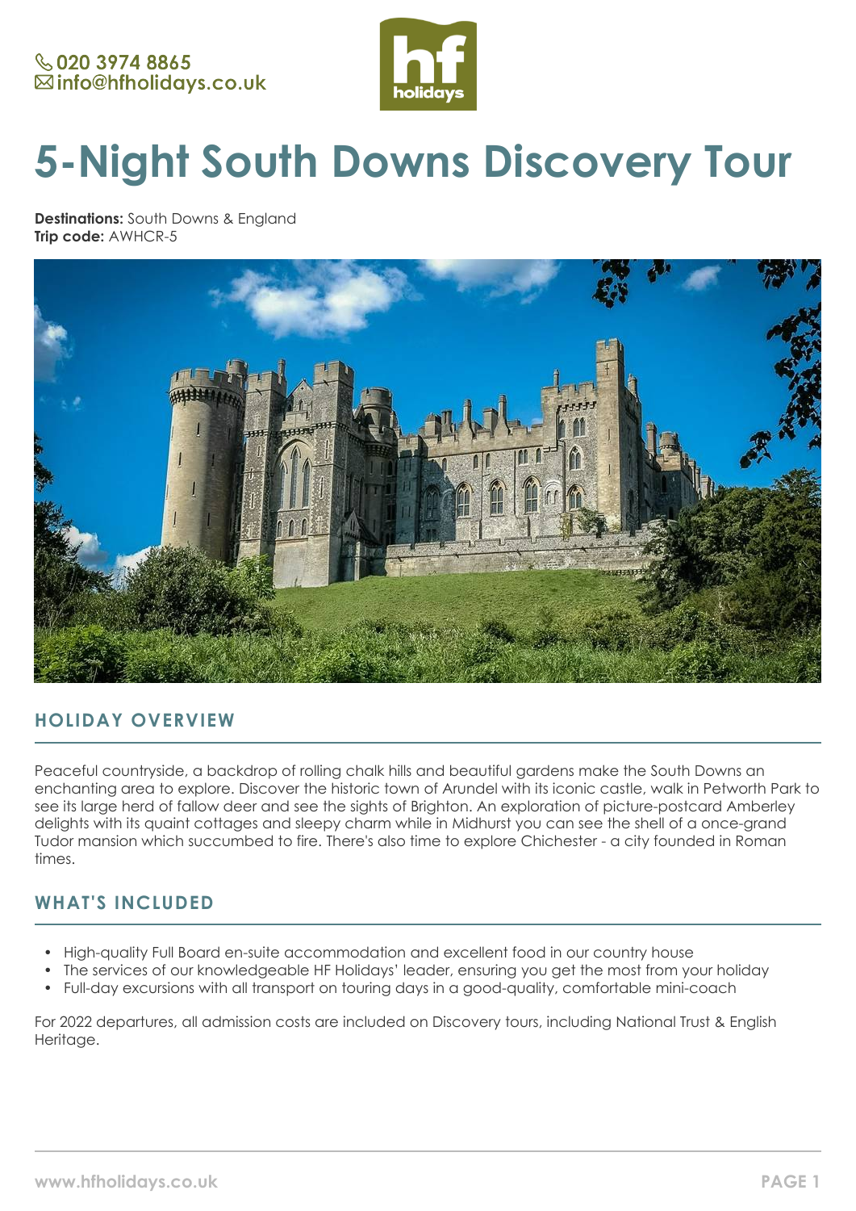020 3974 8865
info@hfholidays.co.uk

# 5-Night South Downs Discovery Tour

**Destinations:** South Downs & England
**Trip code:** AWHCR-5

## HOLIDAY OVERVIEW

Peaceful countryside, a backdrop of rolling chalk hills and beautiful gardens make the South Downs an enchanting area to explore. Discover the historic town of Arundel with its iconic castle, walk in Petworth Park to see its large herd of fallow deer and see the sights of Brighton. An exploration of picture-postcard Amberley delights with its quaint cottages and sleepy charm while in Midhurst you can see the shell of a once-grand Tudor mansion which succumbed to fire. There's also time to explore Chichester - a city founded in Roman times.

## WHAT'S INCLUDED

- High-quality Full Board en-suite accommodation and excellent food in our country house
- The services of our knowledgeable HF Holidays' leader, ensuring you get the most from your holiday
- Full-day excursions with all transport on touring days in a good-quality, comfortable mini-coach

For 2022 departures, all admission costs are included on Discovery tours, including National Trust & English Heritage.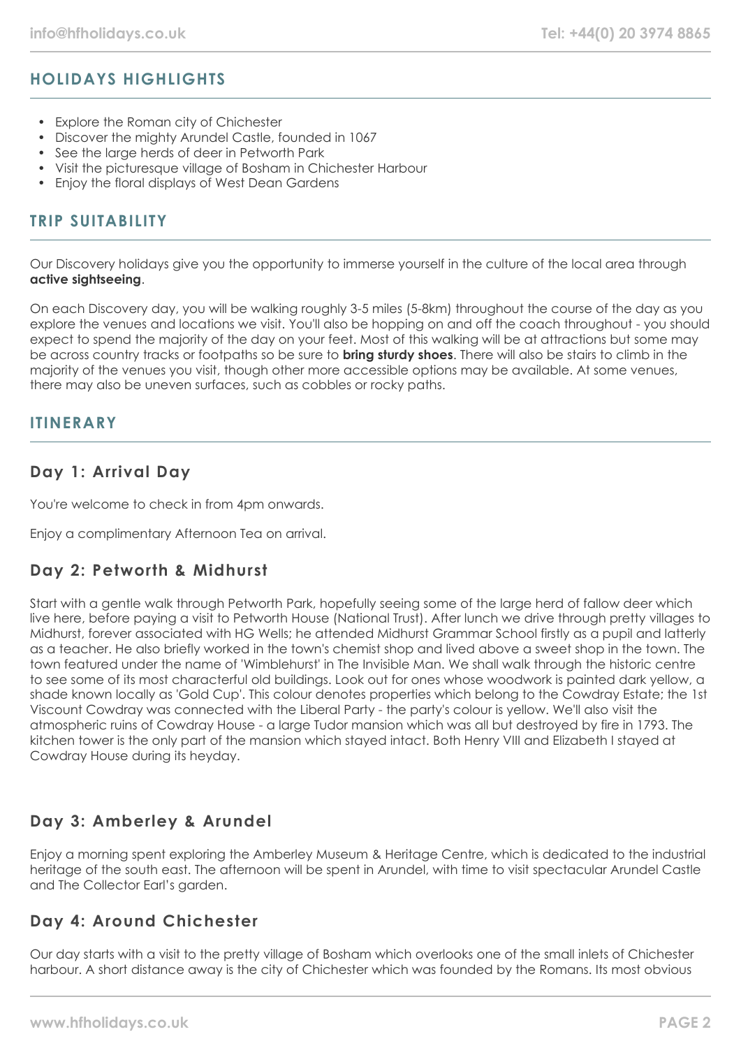## HOLIDAYS HIGHLIGHTS

- Explore the Roman city of Chichester
- Discover the mighty Arundel Castle, founded in 1067
- See the large herds of deer in Petworth Park
- Visit the picturesque village of Bosham in Chichester Harbour
- Enjoy the floral displays of West Dean Gardens

## TRIP SUITABILITY

Our Discovery holidays give you the opportunity to immerse yourself in the culture of the local area through **active sightseeing**.

On each Discovery day, you will be walking roughly 3-5 miles (5-8km) throughout the course of the day as you explore the venues and locations we visit. You'll also be hopping on and off the coach throughout - you should expect to spend the majority of the day on your feet. Most of this walking will be at attractions but some may be across country tracks or footpaths so be sure to **bring sturdy shoes**. There will also be stairs to climb in the majority of the venues you visit, though other more accessible options may be available. At some venues, there may also be uneven surfaces, such as cobbles or rocky paths.

## ITINERARY

### Day 1: Arrival Day

You're welcome to check in from 4pm onwards.

Enjoy a complimentary Afternoon Tea on arrival.

### Day 2: Petworth & Midhurst

Start with a gentle walk through Petworth Park, hopefully seeing some of the large herd of fallow deer which live here, before paying a visit to Petworth House (National Trust). After lunch we drive through pretty villages to Midhurst, forever associated with HG Wells; he attended Midhurst Grammar School firstly as a pupil and latterly as a teacher. He also briefly worked in the town's chemist shop and lived above a sweet shop in the town. The town featured under the name of 'Wimblehurst' in The Invisible Man. We shall walk through the historic centre to see some of its most characterful old buildings. Look out for ones whose woodwork is painted dark yellow, a shade known locally as 'Gold Cup'. This colour denotes properties which belong to the Cowdray Estate; the 1st Viscount Cowdray was connected with the Liberal Party - the party's colour is yellow. We'll also visit the atmospheric ruins of Cowdray House - a large Tudor mansion which was all but destroyed by fire in 1793. The kitchen tower is the only part of the mansion which stayed intact. Both Henry VIII and Elizabeth I stayed at Cowdray House during its heyday.

### Day 3: Amberley & Arundel

Enjoy a morning spent exploring the Amberley Museum & Heritage Centre, which is dedicated to the industrial heritage of the south east. The afternoon will be spent in Arundel, with time to visit spectacular Arundel Castle and The Collector Earl's garden.

### Day 4: Around Chichester

Our day starts with a visit to the pretty village of Bosham which overlooks one of the small inlets of Chichester harbour. A short distance away is the city of Chichester which was founded by the Romans. Its most obvious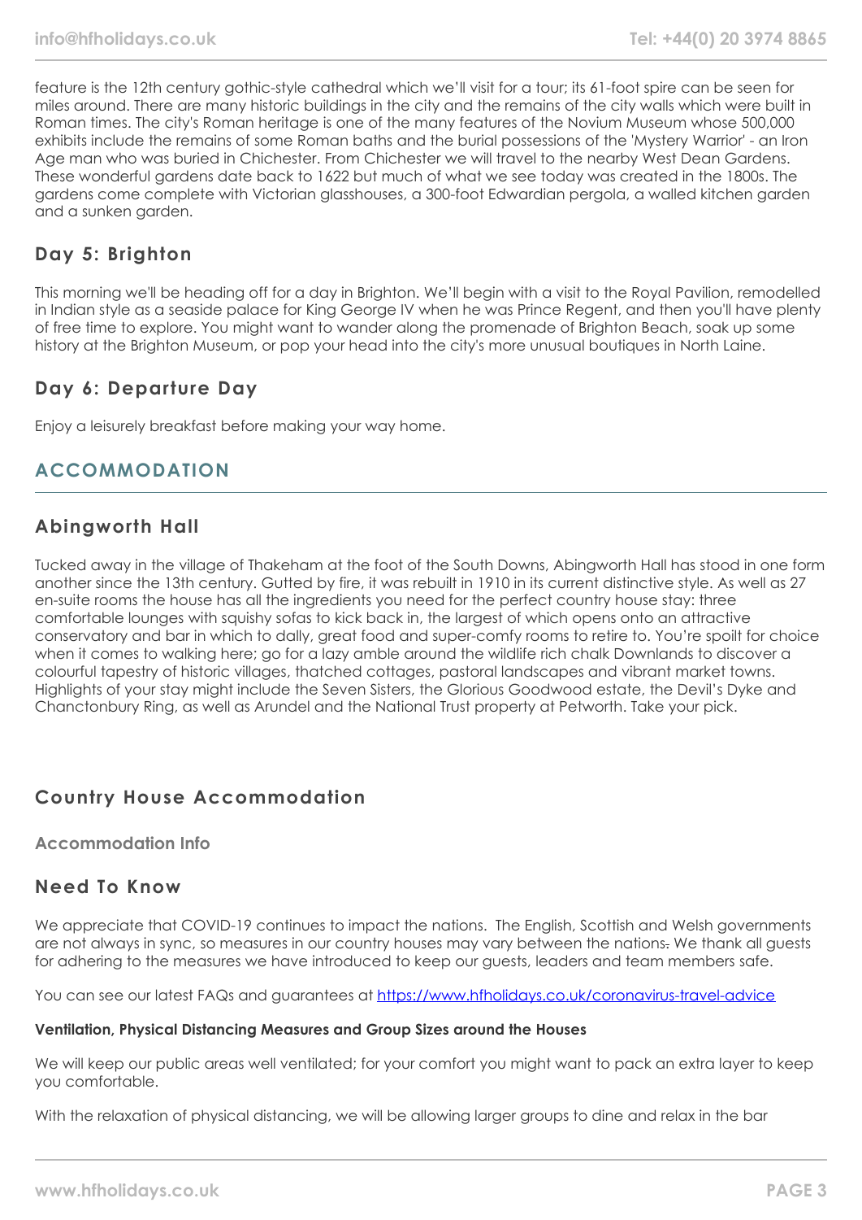feature is the 12th century gothic-style cathedral which we'll visit for a tour; its 61-foot spire can be seen for miles around. There are many historic buildings in the city and the remains of the city walls which were built in Roman times. The city's Roman heritage is one of the many features of the Novium Museum whose 500,000 exhibits include the remains of some Roman baths and the burial possessions of the 'Mystery Warrior' - an Iron Age man who was buried in Chichester. From Chichester we will travel to the nearby West Dean Gardens. These wonderful gardens date back to 1622 but much of what we see today was created in the 1800s. The gardens come complete with Victorian glasshouses, a 300-foot Edwardian pergola, a walled kitchen garden and a sunken garden.

### Day 5: Brighton

This morning we'll be heading off for a day in Brighton. We'll begin with a visit to the Royal Pavilion, remodelled in Indian style as a seaside palace for King George IV when he was Prince Regent, and then you'll have plenty of free time to explore. You might want to wander along the promenade of Brighton Beach, soak up some history at the Brighton Museum, or pop your head into the city's more unusual boutiques in North Laine.

### Day 6: Departure Day

Enjoy a leisurely breakfast before making your way home.

## ACCOMMODATION

### Abingworth Hall

Tucked away in the village of Thakeham at the foot of the South Downs, Abingworth Hall has stood in one form another since the 13th century. Gutted by fire, it was rebuilt in 1910 in its current distinctive style. As well as 27 en-suite rooms the house has all the ingredients you need for the perfect country house stay: three comfortable lounges with squishy sofas to kick back in, the largest of which opens onto an attractive conservatory and bar in which to dally, great food and super-comfy rooms to retire to. You're spoilt for choice when it comes to walking here; go for a lazy amble around the wildlife rich chalk Downlands to discover a colourful tapestry of historic villages, thatched cottages, pastoral landscapes and vibrant market towns. Highlights of your stay might include the Seven Sisters, the Glorious Goodwood estate, the Devil's Dyke and Chanctonbury Ring, as well as Arundel and the National Trust property at Petworth. Take your pick.

### Country House Accommodation

#### Accommodation Info

### Need To Know

We appreciate that COVID-19 continues to impact the nations. The English, Scottish and Welsh governments are not always in sync, so measures in our country houses may vary between the nations. We thank all guests for adhering to the measures we have introduced to keep our guests, leaders and team members safe.

You can see our latest FAQs and guarantees at https://www.hfholidays.co.uk/coronavirus-travel-advice

**Ventilation, Physical Distancing Measures and Group Sizes around the Houses**

We will keep our public areas well ventilated; for your comfort you might want to pack an extra layer to keep you comfortable.

With the relaxation of physical distancing, we will be allowing larger groups to dine and relax in the bar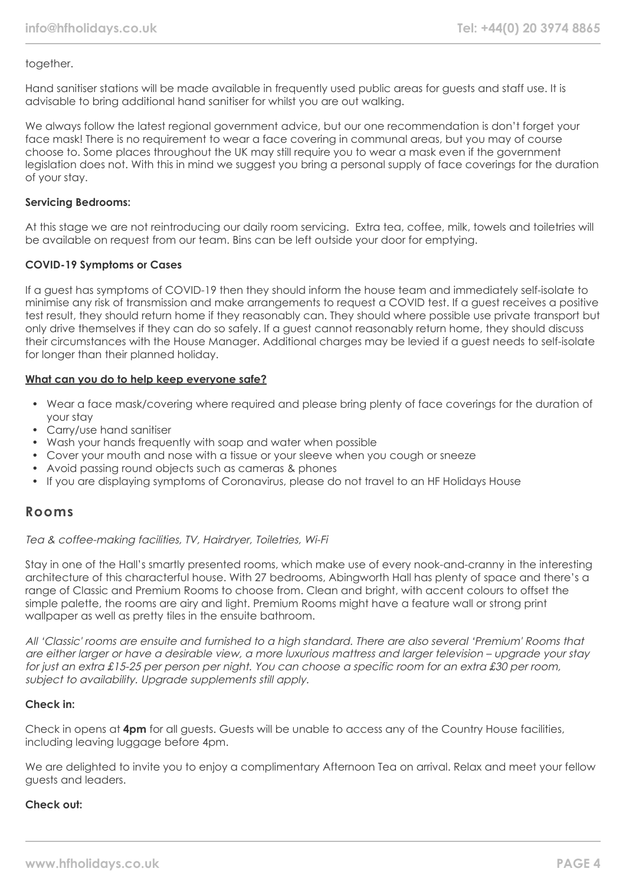together.

Hand sanitiser stations will be made available in frequently used public areas for guests and staff use. It is advisable to bring additional hand sanitiser for whilst you are out walking.

We always follow the latest regional government advice, but our one recommendation is don't forget your face mask! There is no requirement to wear a face covering in communal areas, but you may of course choose to. Some places throughout the UK may still require you to wear a mask even if the government legislation does not. With this in mind we suggest you bring a personal supply of face coverings for the duration of your stay.

**Servicing Bedrooms:**

At this stage we are not reintroducing our daily room servicing. Extra tea, coffee, milk, towels and toiletries will be available on request from our team. Bins can be left outside your door for emptying.

**COVID-19 Symptoms or Cases**

If a guest has symptoms of COVID-19 then they should inform the house team and immediately self-isolate to minimise any risk of transmission and make arrangements to request a COVID test. If a guest receives a positive test result, they should return home if they reasonably can. They should where possible use private transport but only drive themselves if they can do so safely. If a guest cannot reasonably return home, they should discuss their circumstances with the House Manager. Additional charges may be levied if a guest needs to self-isolate for longer than their planned holiday.

**What can you do to help keep everyone safe?**

- Wear a face mask/covering where required and please bring plenty of face coverings for the duration of your stay
- Carry/use hand sanitiser
- Wash your hands frequently with soap and water when possible
- Cover your mouth and nose with a tissue or your sleeve when you cough or sneeze
- Avoid passing round objects such as cameras & phones
- If you are displaying symptoms of Coronavirus, please do not travel to an HF Holidays House

## Rooms

*Tea & coffee-making facilities, TV, Hairdryer, Toiletries, Wi-Fi*

Stay in one of the Hall's smartly presented rooms, which make use of every nook-and-cranny in the interesting architecture of this characterful house. With 27 bedrooms, Abingworth Hall has plenty of space and there's a range of Classic and Premium Rooms to choose from. Clean and bright, with accent colours to offset the simple palette, the rooms are airy and light. Premium Rooms might have a feature wall or strong print wallpaper as well as pretty tiles in the ensuite bathroom.

*All 'Classic' rooms are ensuite and furnished to a high standard. There are also several 'Premium' Rooms that are either larger or have a desirable view, a more luxurious mattress and larger television – upgrade your stay for just an extra £15-25 per person per night. You can choose a specific room for an extra £30 per room, subject to availability. Upgrade supplements still apply.*

**Check in:**

Check in opens at **4pm** for all guests. Guests will be unable to access any of the Country House facilities, including leaving luggage before 4pm.

We are delighted to invite you to enjoy a complimentary Afternoon Tea on arrival. Relax and meet your fellow guests and leaders.

**Check out:**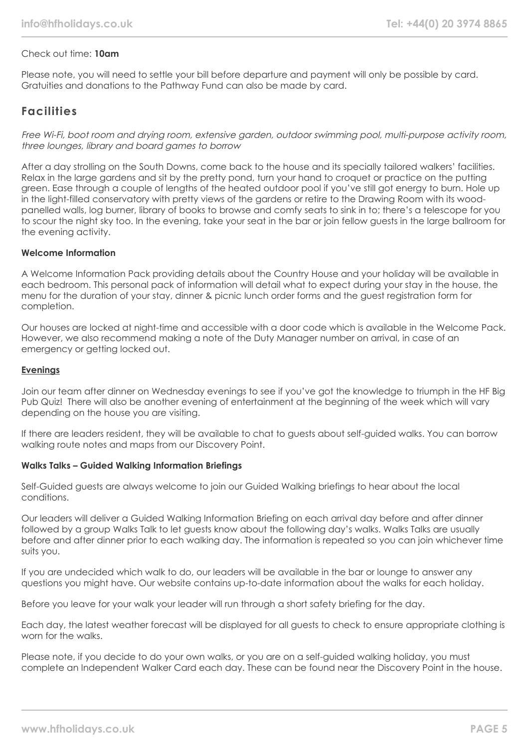Check out time: **10am**

Please note, you will need to settle your bill before departure and payment will only be possible by card. Gratuities and donations to the Pathway Fund can also be made by card.

## Facilities

*Free Wi-Fi, boot room and drying room, extensive garden, outdoor swimming pool, multi-purpose activity room, three lounges, library and board games to borrow*

After a day strolling on the South Downs, come back to the house and its specially tailored walkers' facilities. Relax in the large gardens and sit by the pretty pond, turn your hand to croquet or practice on the putting green. Ease through a couple of lengths of the heated outdoor pool if you've still got energy to burn. Hole up in the light-filled conservatory with pretty views of the gardens or retire to the Drawing Room with its wood-panelled walls, log burner, library of books to browse and comfy seats to sink in to; there's a telescope for you to scour the night sky too. In the evening, take your seat in the bar or join fellow guests in the large ballroom for the evening activity.

**Welcome Information**

A Welcome Information Pack providing details about the Country House and your holiday will be available in each bedroom. This personal pack of information will detail what to expect during your stay in the house, the menu for the duration of your stay, dinner & picnic lunch order forms and the guest registration form for completion.

Our houses are locked at night-time and accessible with a door code which is available in the Welcome Pack. However, we also recommend making a note of the Duty Manager number on arrival, in case of an emergency or getting locked out.

**Evenings**

Join our team after dinner on Wednesday evenings to see if you've got the knowledge to triumph in the HF Big Pub Quiz! There will also be another evening of entertainment at the beginning of the week which will vary depending on the house you are visiting.

If there are leaders resident, they will be available to chat to guests about self-guided walks. You can borrow walking route notes and maps from our Discovery Point.

**Walks Talks – Guided Walking Information Briefings**

Self-Guided guests are always welcome to join our Guided Walking briefings to hear about the local conditions.

Our leaders will deliver a Guided Walking Information Briefing on each arrival day before and after dinner followed by a group Walks Talk to let guests know about the following day's walks. Walks Talks are usually before and after dinner prior to each walking day. The information is repeated so you can join whichever time suits you.

If you are undecided which walk to do, our leaders will be available in the bar or lounge to answer any questions you might have. Our website contains up-to-date information about the walks for each holiday.

Before you leave for your walk your leader will run through a short safety briefing for the day.

Each day, the latest weather forecast will be displayed for all guests to check to ensure appropriate clothing is worn for the walks.

Please note, if you decide to do your own walks, or you are on a self-guided walking holiday, you must complete an Independent Walker Card each day. These can be found near the Discovery Point in the house.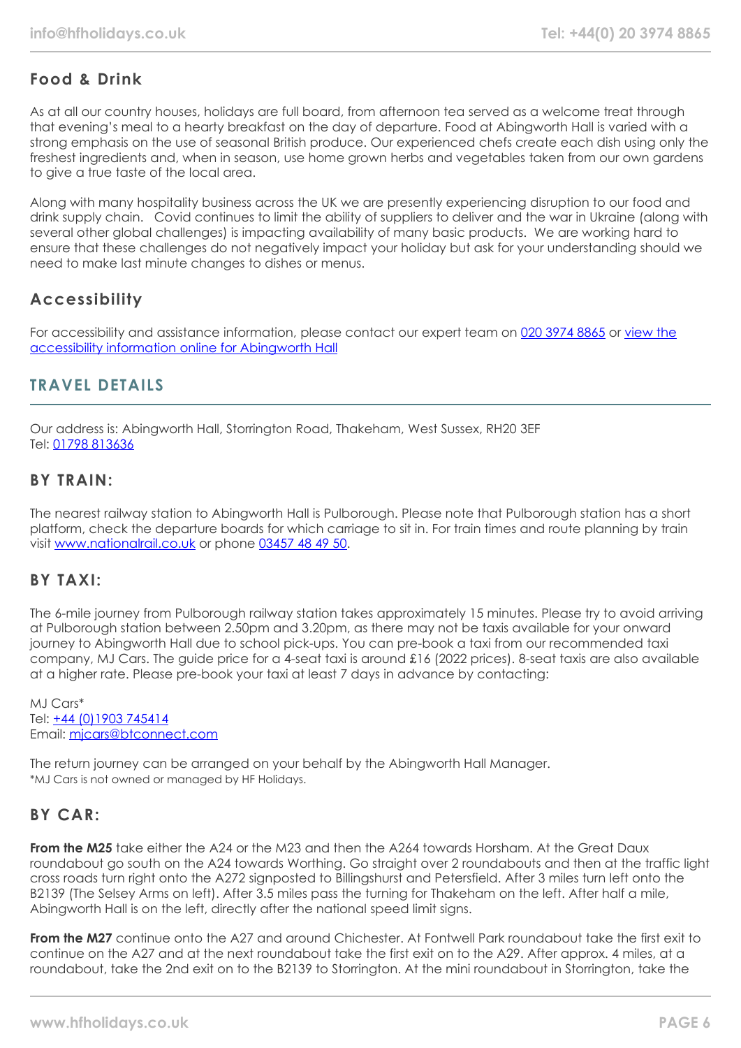## Food & Drink

As at all our country houses, holidays are full board, from afternoon tea served as a welcome treat through that evening's meal to a hearty breakfast on the day of departure. Food at Abingworth Hall is varied with a strong emphasis on the use of seasonal British produce. Our experienced chefs create each dish using only the freshest ingredients and, when in season, use home grown herbs and vegetables taken from our own gardens to give a true taste of the local area.

Along with many hospitality business across the UK we are presently experiencing disruption to our food and drink supply chain. Covid continues to limit the ability of suppliers to deliver and the war in Ukraine (along with several other global challenges) is impacting availability of many basic products. We are working hard to ensure that these challenges do not negatively impact your holiday but ask for your understanding should we need to make last minute changes to dishes or menus.

## Accessibility

For accessibility and assistance information, please contact our expert team on 020 3974 8865 or view the accessibility information online for Abingworth Hall

# TRAVEL DETAILS

Our address is: Abingworth Hall, Storrington Road, Thakeham, West Sussex, RH20 3EF
Tel: 01798 813636

## BY TRAIN:

The nearest railway station to Abingworth Hall is Pulborough. Please note that Pulborough station has a short platform, check the departure boards for which carriage to sit in. For train times and route planning by train visit www.nationalrail.co.uk or phone 03457 48 49 50.

## BY TAXI:

The 6-mile journey from Pulborough railway station takes approximately 15 minutes. Please try to avoid arriving at Pulborough station between 2.50pm and 3.20pm, as there may not be taxis available for your onward journey to Abingworth Hall due to school pick-ups. You can pre-book a taxi from our recommended taxi company, MJ Cars. The guide price for a 4-seat taxi is around £16 (2022 prices). 8-seat taxis are also available at a higher rate. Please pre-book your taxi at least 7 days in advance by contacting:

MJ Cars*
Tel: +44 (0)1903 745414
Email: mjcars@btconnect.com

The return journey can be arranged on your behalf by the Abingworth Hall Manager.
*MJ Cars is not owned or managed by HF Holidays.

## BY CAR:

**From the M25** take either the A24 or the M23 and then the A264 towards Horsham. At the Great Daux roundabout go south on the A24 towards Worthing. Go straight over 2 roundabouts and then at the traffic light cross roads turn right onto the A272 signposted to Billingshurst and Petersfield. After 3 miles turn left onto the B2139 (The Selsey Arms on left). After 3.5 miles pass the turning for Thakeham on the left. After half a mile, Abingworth Hall is on the left, directly after the national speed limit signs.

**From the M27** continue onto the A27 and around Chichester. At Fontwell Park roundabout take the first exit to continue on the A27 and at the next roundabout take the first exit on to the A29. After approx. 4 miles, at a roundabout, take the 2nd exit on to the B2139 to Storrington. At the mini roundabout in Storrington, take the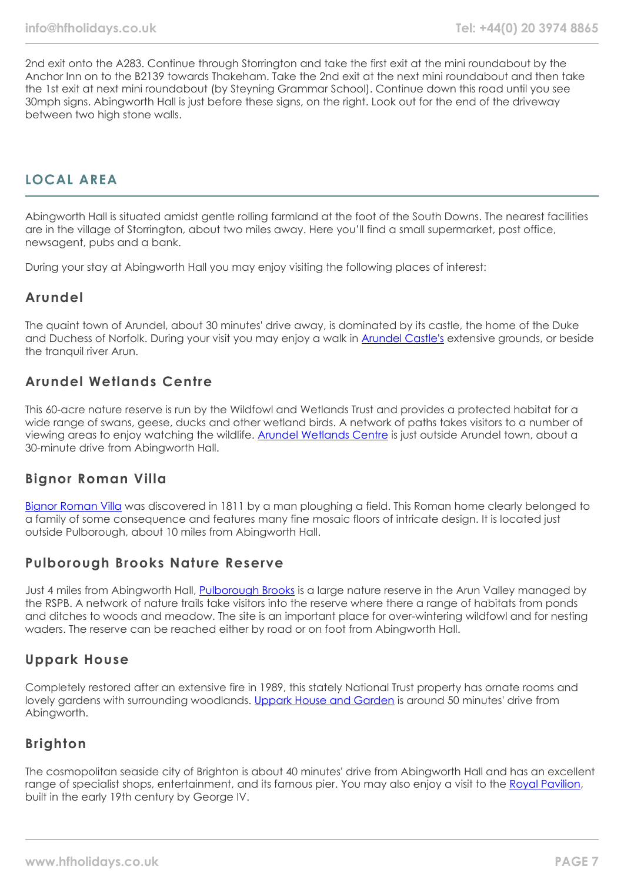2nd exit onto the A283. Continue through Storrington and take the first exit at the mini roundabout by the Anchor Inn on to the B2139 towards Thakeham. Take the 2nd exit at the next mini roundabout and then take the 1st exit at next mini roundabout (by Steyning Grammar School). Continue down this road until you see 30mph signs. Abingworth Hall is just before these signs, on the right. Look out for the end of the driveway between two high stone walls.

## LOCAL AREA

Abingworth Hall is situated amidst gentle rolling farmland at the foot of the South Downs. The nearest facilities are in the village of Storrington, about two miles away. Here you'll find a small supermarket, post office, newsagent, pubs and a bank.

During your stay at Abingworth Hall you may enjoy visiting the following places of interest:

### Arundel

The quaint town of Arundel, about 30 minutes' drive away, is dominated by its castle, the home of the Duke and Duchess of Norfolk. During your visit you may enjoy a walk in Arundel Castle's extensive grounds, or beside the tranquil river Arun.

### Arundel Wetlands Centre

This 60-acre nature reserve is run by the Wildfowl and Wetlands Trust and provides a protected habitat for a wide range of swans, geese, ducks and other wetland birds. A network of paths takes visitors to a number of viewing areas to enjoy watching the wildlife. Arundel Wetlands Centre is just outside Arundel town, about a 30-minute drive from Abingworth Hall.

### Bignor Roman Villa

Bignor Roman Villa was discovered in 1811 by a man ploughing a field. This Roman home clearly belonged to a family of some consequence and features many fine mosaic floors of intricate design. It is located just outside Pulborough, about 10 miles from Abingworth Hall.

### Pulborough Brooks Nature Reserve

Just 4 miles from Abingworth Hall, Pulborough Brooks is a large nature reserve in the Arun Valley managed by the RSPB. A network of nature trails take visitors into the reserve where there a range of habitats from ponds and ditches to woods and meadow. The site is an important place for over-wintering wildfowl and for nesting waders. The reserve can be reached either by road or on foot from Abingworth Hall.

### Uppark House

Completely restored after an extensive fire in 1989, this stately National Trust property has ornate rooms and lovely gardens with surrounding woodlands. Uppark House and Garden is around 50 minutes' drive from Abingworth.

### Brighton

The cosmopolitan seaside city of Brighton is about 40 minutes' drive from Abingworth Hall and has an excellent range of specialist shops, entertainment, and its famous pier. You may also enjoy a visit to the Royal Pavilion, built in the early 19th century by George IV.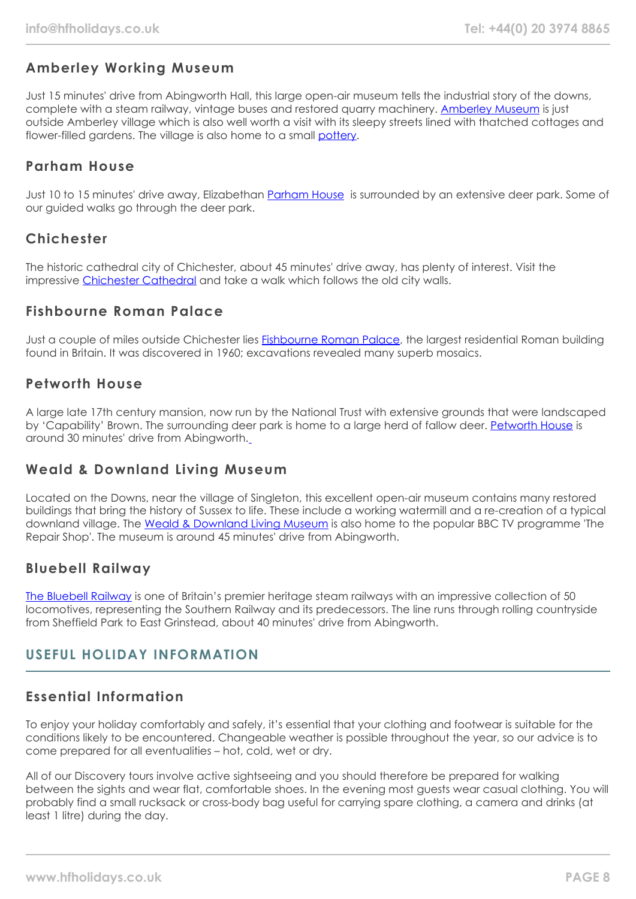## Amberley Working Museum

Just 15 minutes' drive from Abingworth Hall, this large open-air museum tells the industrial story of the downs, complete with a steam railway, vintage buses and restored quarry machinery. Amberley Museum is just outside Amberley village which is also well worth a visit with its sleepy streets lined with thatched cottages and flower-filled gardens. The village is also home to a small pottery.

## Parham House

Just 10 to 15 minutes' drive away, Elizabethan Parham House is surrounded by an extensive deer park. Some of our guided walks go through the deer park.

## Chichester

The historic cathedral city of Chichester, about 45 minutes' drive away, has plenty of interest. Visit the impressive Chichester Cathedral and take a walk which follows the old city walls.

## Fishbourne Roman Palace

Just a couple of miles outside Chichester lies Fishbourne Roman Palace, the largest residential Roman building found in Britain. It was discovered in 1960; excavations revealed many superb mosaics.

## Petworth House

A large late 17th century mansion, now run by the National Trust with extensive grounds that were landscaped by 'Capability' Brown. The surrounding deer park is home to a large herd of fallow deer. Petworth House is around 30 minutes' drive from Abingworth.

## Weald & Downland Living Museum

Located on the Downs, near the village of Singleton, this excellent open-air museum contains many restored buildings that bring the history of Sussex to life. These include a working watermill and a re-creation of a typical downland village. The Weald & Downland Living Museum is also home to the popular BBC TV programme 'The Repair Shop'. The museum is around 45 minutes' drive from Abingworth.

## Bluebell Railway

The Bluebell Railway is one of Britain's premier heritage steam railways with an impressive collection of 50 locomotives, representing the Southern Railway and its predecessors. The line runs through rolling countryside from Sheffield Park to East Grinstead, about 40 minutes' drive from Abingworth.

# USEFUL HOLIDAY INFORMATION

## Essential Information

To enjoy your holiday comfortably and safely, it's essential that your clothing and footwear is suitable for the conditions likely to be encountered. Changeable weather is possible throughout the year, so our advice is to come prepared for all eventualities – hot, cold, wet or dry.

All of our Discovery tours involve active sightseeing and you should therefore be prepared for walking between the sights and wear flat, comfortable shoes. In the evening most guests wear casual clothing. You will probably find a small rucksack or cross-body bag useful for carrying spare clothing, a camera and drinks (at least 1 litre) during the day.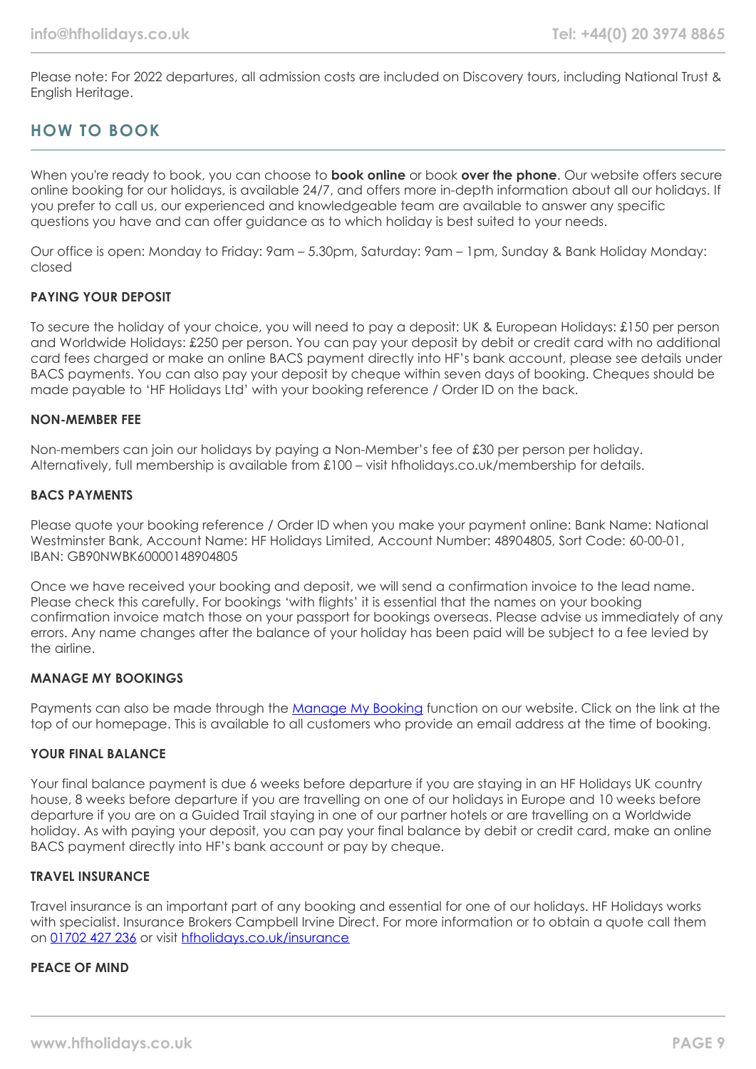Please note: For 2022 departures, all admission costs are included on Discovery tours, including National Trust & English Heritage.

## HOW TO BOOK

When you're ready to book, you can choose to **book online** or book **over the phone**. Our website offers secure online booking for our holidays, is available 24/7, and offers more in-depth information about all our holidays. If you prefer to call us, our experienced and knowledgeable team are available to answer any specific questions you have and can offer guidance as to which holiday is best suited to your needs.

Our office is open: Monday to Friday: 9am – 5.30pm, Saturday: 9am – 1pm, Sunday & Bank Holiday Monday: closed

### PAYING YOUR DEPOSIT

To secure the holiday of your choice, you will need to pay a deposit: UK & European Holidays: £150 per person and Worldwide Holidays: £250 per person. You can pay your deposit by debit or credit card with no additional card fees charged or make an online BACS payment directly into HF's bank account, please see details under BACS payments. You can also pay your deposit by cheque within seven days of booking. Cheques should be made payable to 'HF Holidays Ltd' with your booking reference / Order ID on the back.

### NON-MEMBER FEE

Non-members can join our holidays by paying a Non-Member's fee of £30 per person per holiday. Alternatively, full membership is available from £100 – visit hfholidays.co.uk/membership for details.

### BACS PAYMENTS

Please quote your booking reference / Order ID when you make your payment online: Bank Name: National Westminster Bank, Account Name: HF Holidays Limited, Account Number: 48904805, Sort Code: 60-00-01, IBAN: GB90NWBK60000148904805

Once we have received your booking and deposit, we will send a confirmation invoice to the lead name. Please check this carefully. For bookings 'with flights' it is essential that the names on your booking confirmation invoice match those on your passport for bookings overseas. Please advise us immediately of any errors. Any name changes after the balance of your holiday has been paid will be subject to a fee levied by the airline.

### MANAGE MY BOOKINGS

Payments can also be made through the Manage My Booking function on our website. Click on the link at the top of our homepage. This is available to all customers who provide an email address at the time of booking.

### YOUR FINAL BALANCE

Your final balance payment is due 6 weeks before departure if you are staying in an HF Holidays UK country house, 8 weeks before departure if you are travelling on one of our holidays in Europe and 10 weeks before departure if you are on a Guided Trail staying in one of our partner hotels or are travelling on a Worldwide holiday. As with paying your deposit, you can pay your final balance by debit or credit card, make an online BACS payment directly into HF's bank account or pay by cheque.

### TRAVEL INSURANCE

Travel insurance is an important part of any booking and essential for one of our holidays. HF Holidays works with specialist. Insurance Brokers Campbell Irvine Direct. For more information or to obtain a quote call them on 01702 427 236 or visit hfholidays.co.uk/insurance

### PEACE OF MIND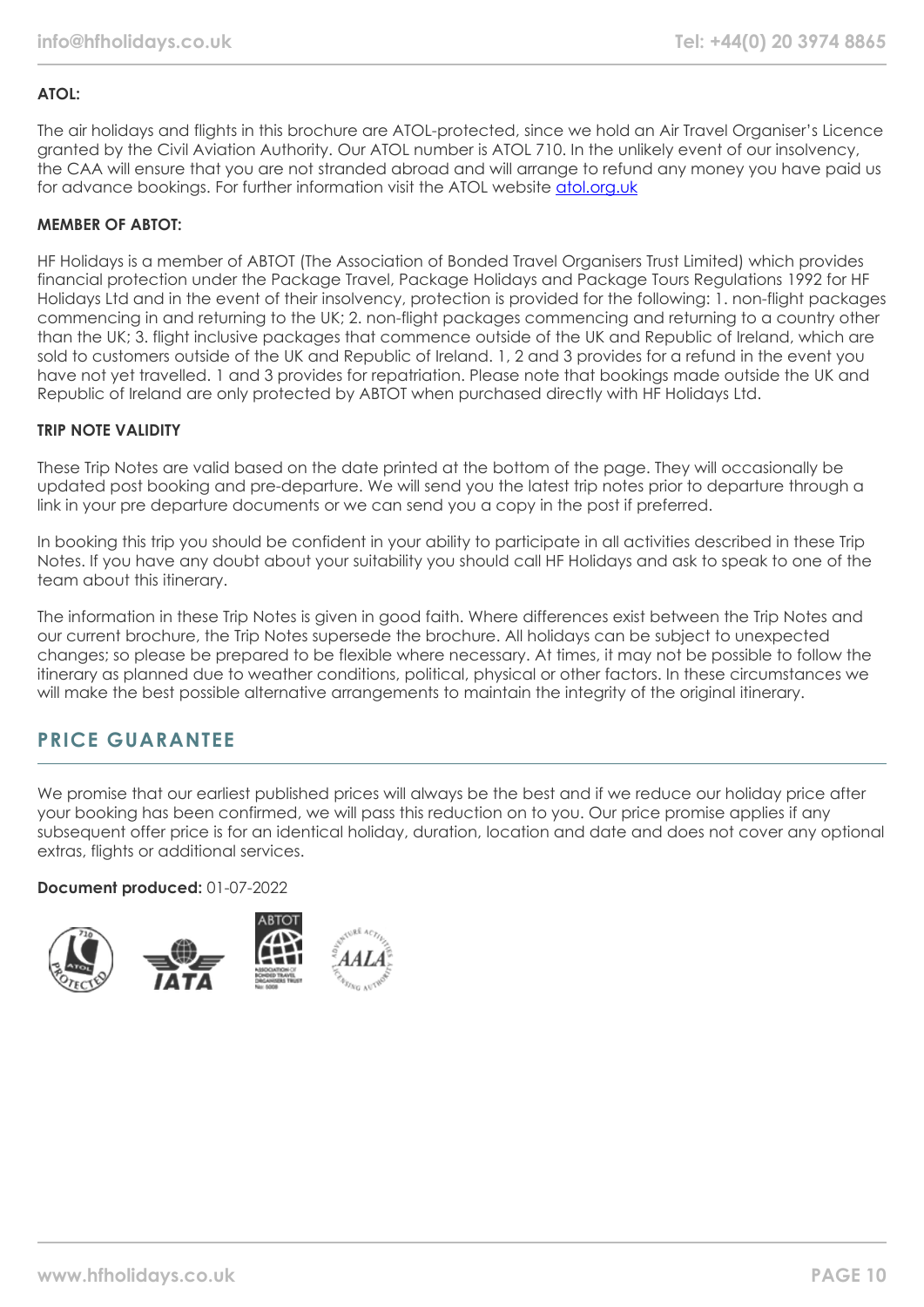**ATOL:**

The air holidays and flights in this brochure are ATOL-protected, since we hold an Air Travel Organiser's Licence granted by the Civil Aviation Authority. Our ATOL number is ATOL 710. In the unlikely event of our insolvency, the CAA will ensure that you are not stranded abroad and will arrange to refund any money you have paid us for advance bookings. For further information visit the ATOL website [atol.org.uk](atol.org.uk)

**MEMBER OF ABTOT:**

HF Holidays is a member of ABTOT (The Association of Bonded Travel Organisers Trust Limited) which provides financial protection under the Package Travel, Package Holidays and Package Tours Regulations 1992 for HF Holidays Ltd and in the event of their insolvency, protection is provided for the following: 1. non-flight packages commencing in and returning to the UK; 2. non-flight packages commencing and returning to a country other than the UK; 3. flight inclusive packages that commence outside of the UK and Republic of Ireland, which are sold to customers outside of the UK and Republic of Ireland. 1, 2 and 3 provides for a refund in the event you have not yet travelled. 1 and 3 provides for repatriation. Please note that bookings made outside the UK and Republic of Ireland are only protected by ABTOT when purchased directly with HF Holidays Ltd.

**TRIP NOTE VALIDITY**

These Trip Notes are valid based on the date printed at the bottom of the page. They will occasionally be updated post booking and pre-departure. We will send you the latest trip notes prior to departure through a link in your pre departure documents or we can send you a copy in the post if preferred.

In booking this trip you should be confident in your ability to participate in all activities described in these Trip Notes. If you have any doubt about your suitability you should call HF Holidays and ask to speak to one of the team about this itinerary.

The information in these Trip Notes is given in good faith. Where differences exist between the Trip Notes and our current brochure, the Trip Notes supersede the brochure. All holidays can be subject to unexpected changes; so please be prepared to be flexible where necessary. At times, it may not be possible to follow the itinerary as planned due to weather conditions, political, physical or other factors. In these circumstances we will make the best possible alternative arrangements to maintain the integrity of the original itinerary.

## PRICE GUARANTEE

We promise that our earliest published prices will always be the best and if we reduce our holiday price after your booking has been confirmed, we will pass this reduction on to you. Our price promise applies if any subsequent offer price is for an identical holiday, duration, location and date and does not cover any optional extras, flights or additional services.

**Document produced:** 01-07-2022